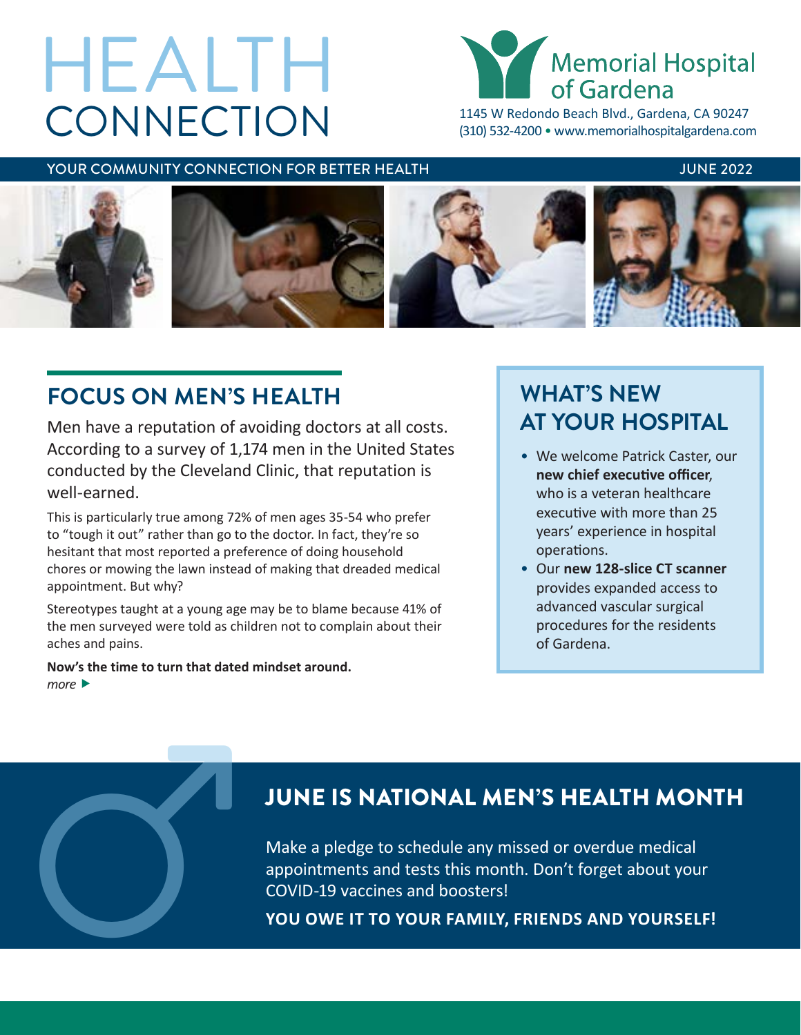# HEALTH CONNECTION

**Memorial Hospital of Gardena**

1145 W Redondo Beach Blvd., Gardena, CA 90247
(310) 532-4200 • www.memorialhospitalgardena.com

YOUR COMMUNITY CONNECTION FOR BETTER HEALTH — JUNE 2022

## FOCUS ON MEN'S HEALTH

Men have a reputation of avoiding doctors at all costs. According to a survey of 1,174 men in the United States conducted by the Cleveland Clinic, that reputation is well-earned.

This is particularly true among 72% of men ages 35-54 who prefer to "tough it out" rather than go to the doctor. In fact, they're so hesitant that most reported a preference of doing household chores or mowing the lawn instead of making that dreaded medical appointment. But why?

Stereotypes taught at a young age may be to blame because 41% of the men surveyed were told as children not to complain about their aches and pains.

**Now's the time to turn that dated mindset around.**
*more* ▶

## WHAT'S NEW AT YOUR HOSPITAL

- We welcome Patrick Caster, our **new chief executive officer**, who is a veteran healthcare executive with more than 25 years' experience in hospital operations.
- Our **new 128-slice CT scanner** provides expanded access to advanced vascular surgical procedures for the residents of Gardena.

## JUNE IS NATIONAL MEN'S HEALTH MONTH

Make a pledge to schedule any missed or overdue medical appointments and tests this month. Don't forget about your COVID-19 vaccines and boosters!

**YOU OWE IT TO YOUR FAMILY, FRIENDS AND YOURSELF!**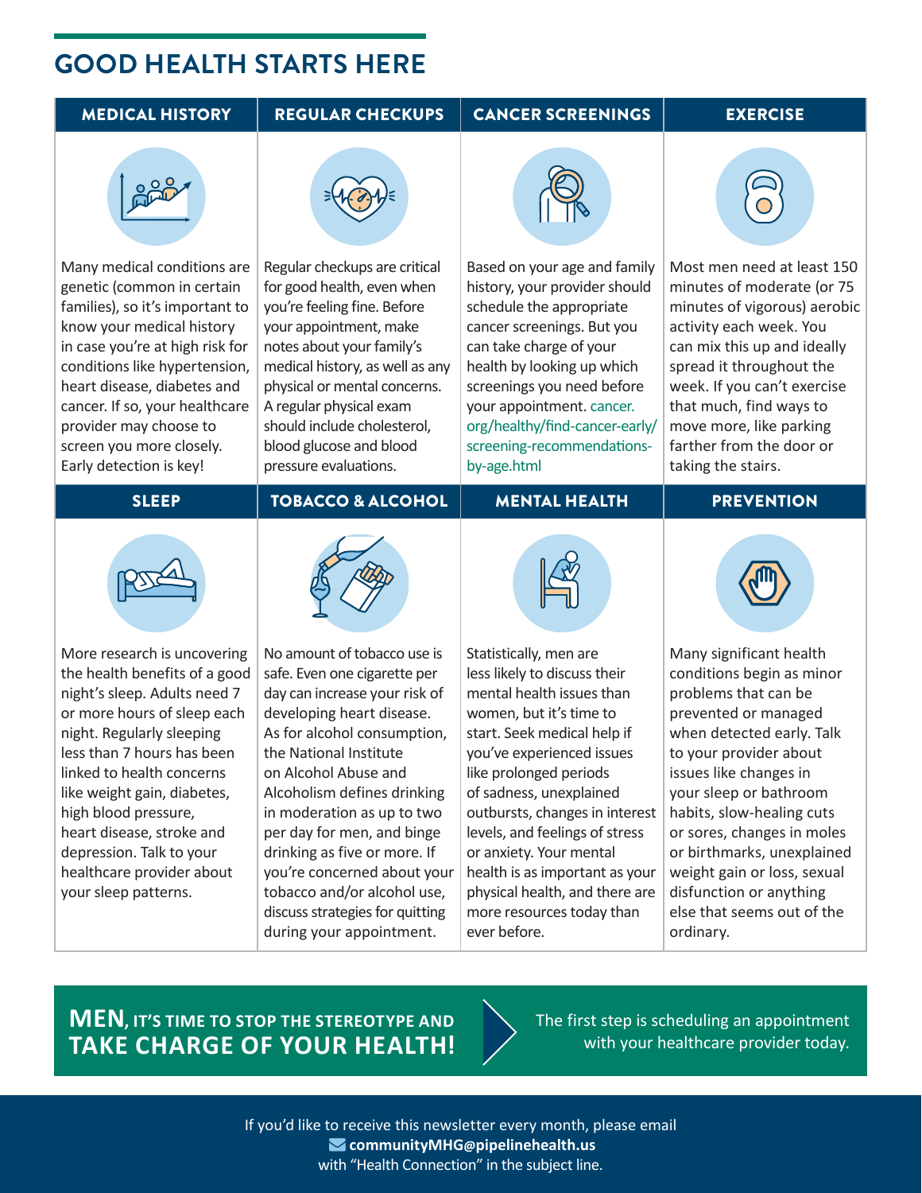# GOOD HEALTH STARTS HERE

## MEDICAL HISTORY

Many medical conditions are genetic (common in certain families), so it's important to know your medical history in case you're at high risk for conditions like hypertension, heart disease, diabetes and cancer. If so, your healthcare provider may choose to screen you more closely. Early detection is key!

## REGULAR CHECKUPS

Regular checkups are critical for good health, even when you're feeling fine. Before your appointment, make notes about your family's medical history, as well as any physical or mental concerns. A regular physical exam should include cholesterol, blood glucose and blood pressure evaluations.

## CANCER SCREENINGS

Based on your age and family history, your provider should schedule the appropriate cancer screenings. But you can take charge of your health by looking up which screenings you need before your appointment. cancer.org/healthy/find-cancer-early/screening-recommendations-by-age.html

## EXERCISE

Most men need at least 150 minutes of moderate (or 75 minutes of vigorous) aerobic activity each week. You can mix this up and ideally spread it throughout the week. If you can't exercise that much, find ways to move more, like parking farther from the door or taking the stairs.

## SLEEP

More research is uncovering the health benefits of a good night's sleep. Adults need 7 or more hours of sleep each night. Regularly sleeping less than 7 hours has been linked to health concerns like weight gain, diabetes, high blood pressure, heart disease, stroke and depression. Talk to your healthcare provider about your sleep patterns.

## TOBACCO & ALCOHOL

No amount of tobacco use is safe. Even one cigarette per day can increase your risk of developing heart disease. As for alcohol consumption, the National Institute on Alcohol Abuse and Alcoholism defines drinking in moderation as up to two per day for men, and binge drinking as five or more. If you're concerned about your tobacco and/or alcohol use, discuss strategies for quitting during your appointment.

## MENTAL HEALTH

Statistically, men are less likely to discuss their mental health issues than women, but it's time to start. Seek medical help if you've experienced issues like prolonged periods of sadness, unexplained outbursts, changes in interest levels, and feelings of stress or anxiety. Your mental health is as important as your physical health, and there are more resources today than ever before.

## PREVENTION

Many significant health conditions begin as minor problems that can be prevented or managed when detected early. Talk to your provider about issues like changes in your sleep or bathroom habits, slow-healing cuts or sores, changes in moles or birthmarks, unexplained weight gain or loss, sexual disfunction or anything else that seems out of the ordinary.

**MEN, IT'S TIME TO STOP THE STEREOTYPE AND TAKE CHARGE OF YOUR HEALTH!**

The first step is scheduling an appointment with your healthcare provider today.

If you'd like to receive this newsletter every month, please email **communityMHG@pipelinehealth.us** with "Health Connection" in the subject line.